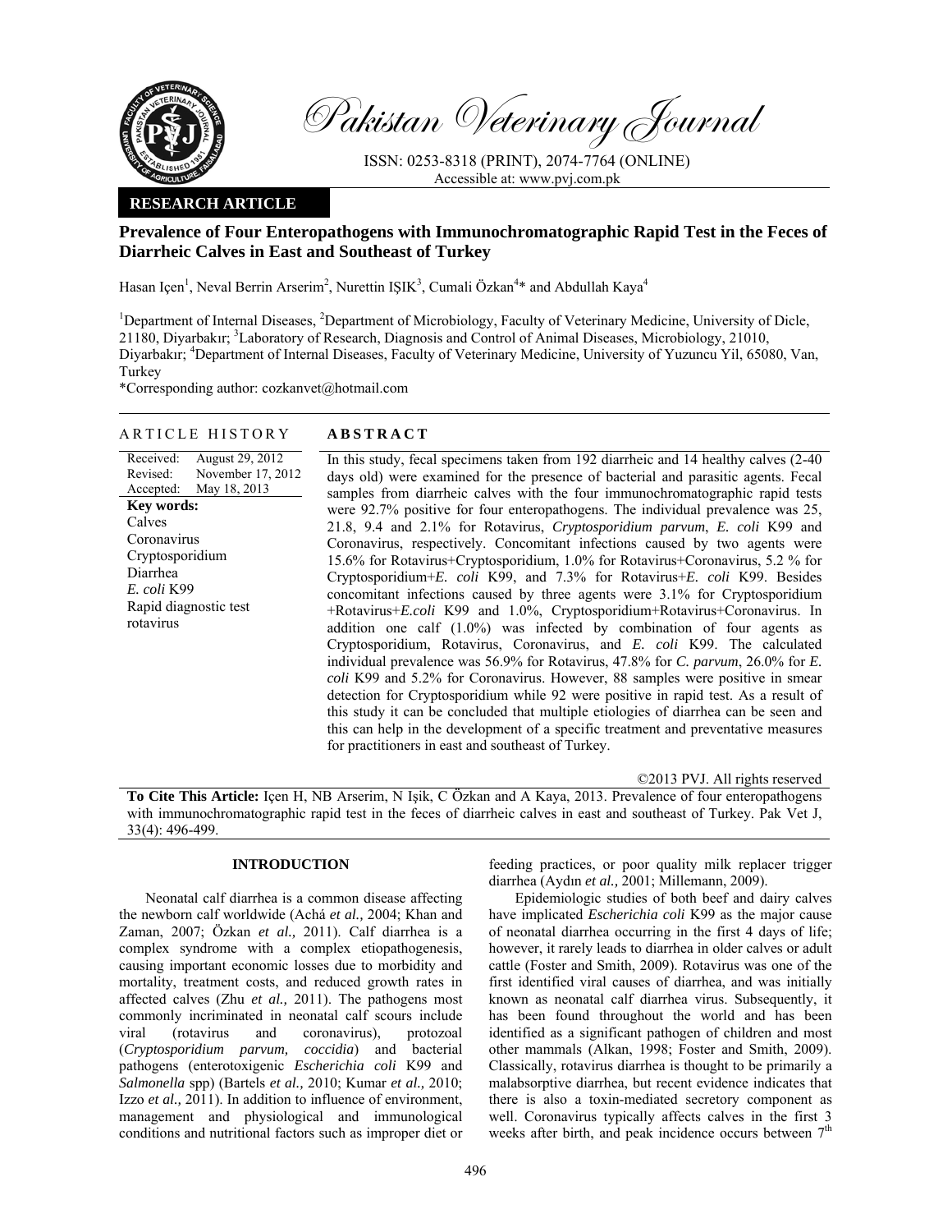# Prevalence of Four Enteropathogens with Immunochromatographic Rapid Test in the Feces of Diarrheic Calves in East and Southeast of Turkey

Hasan Içen[1], Neval Berrin Arserim[2], Nurettin IŞIK[3], Cumali Özkan[4]* and Abdullah Kaya[4]

[1]Department of Internal Diseases, [2]Department of Microbiology, Faculty of Veterinary Medicine, University of Dicle, 21180, Diyarbakır; [3]Laboratory of Research, Diagnosis and Control of Animal Diseases, Microbiology, 21010, Diyarbakır; [4]Department of Internal Diseases, Faculty of Veterinary Medicine, University of Yuzuncu Yil, 65080, Van, Turkey

*Corresponding author: cozkanvet@hotmail.com

**RESEARCH ARTICLE**

## ARTICLE HISTORY

Received: August 29, 2012
Revised: November 17, 2012
Accepted: May 18, 2013

**Key words:**
Calves
Coronavirus
Cryptosporidium
Diarrhea
*E. coli* K99
Rapid diagnostic test
rotavirus

## ABSTRACT

In this study, fecal specimens taken from 192 diarrheic and 14 healthy calves (2-40 days old) were examined for the presence of bacterial and parasitic agents. Fecal samples from diarrheic calves with the four immunochromatographic rapid tests were 92.7% positive for four enteropathogens. The individual prevalence was 25, 21.8, 9.4 and 2.1% for Rotavirus, *Cryptosporidium parvum*, *E. coli* K99 and Coronavirus, respectively. Concomitant infections caused by two agents were 15.6% for Rotavirus+Cryptosporidium, 1.0% for Rotavirus+Coronavirus, 5.2 % for Cryptosporidium+*E. coli* K99, and 7.3% for Rotavirus+*E. coli* K99. Besides concomitant infections caused by three agents were 3.1% for Cryptosporidium +Rotavirus+*E.coli* K99 and 1.0%, Cryptosporidium+Rotavirus+Coronavirus. In addition one calf (1.0%) was infected by combination of four agents as Cryptosporidium, Rotavirus, Coronavirus, and *E. coli* K99. The calculated individual prevalence was 56.9% for Rotavirus, 47.8% for *C. parvum*, 26.0% for *E. coli* K99 and 5.2% for Coronavirus. However, 88 samples were positive in smear detection for Cryptosporidium while 92 were positive in rapid test. As a result of this study it can be concluded that multiple etiologies of diarrhea can be seen and this can help in the development of a specific treatment and preventative measures for practitioners in east and southeast of Turkey.

©2013 PVJ. All rights reserved

**To Cite This Article:** Içen H, NB Arserim, N Işik, C Özkan and A Kaya, 2013. Prevalence of four enteropathogens with immunochromatographic rapid test in the feces of diarrheic calves in east and southeast of Turkey. Pak Vet J, 33(4): 496-499.

## INTRODUCTION

Neonatal calf diarrhea is a common disease affecting the newborn calf worldwide (Achá *et al.,* 2004; Khan and Zaman, 2007; Özkan *et al.,* 2011). Calf diarrhea is a complex syndrome with a complex etiopathogenesis, causing important economic losses due to morbidity and mortality, treatment costs, and reduced growth rates in affected calves (Zhu *et al.,* 2011). The pathogens most commonly incriminated in neonatal calf scours include viral (rotavirus and coronavirus), protozoal (*Cryptosporidium parvum, coccidia*) and bacterial pathogens (enterotoxigenic *Escherichia coli* K99 and *Salmonella* spp) (Bartels *et al.,* 2010; Kumar *et al.,* 2010; Izzo *et al.,* 2011). In addition to influence of environment, management and physiological and immunological conditions and nutritional factors such as improper diet or feeding practices, or poor quality milk replacer trigger diarrhea (Aydın *et al.,* 2001; Millemann, 2009).

Epidemiologic studies of both beef and dairy calves have implicated *Escherichia coli* K99 as the major cause of neonatal diarrhea occurring in the first 4 days of life; however, it rarely leads to diarrhea in older calves or adult cattle (Foster and Smith, 2009). Rotavirus was one of the first identified viral causes of diarrhea, and was initially known as neonatal calf diarrhea virus. Subsequently, it has been found throughout the world and has been identified as a significant pathogen of children and most other mammals (Alkan, 1998; Foster and Smith, 2009). Classically, rotavirus diarrhea is thought to be primarily a malabsorptive diarrhea, but recent evidence indicates that there is also a toxin-mediated secretory component as well. Coronavirus typically affects calves in the first 3 weeks after birth, and peak incidence occurs between 7th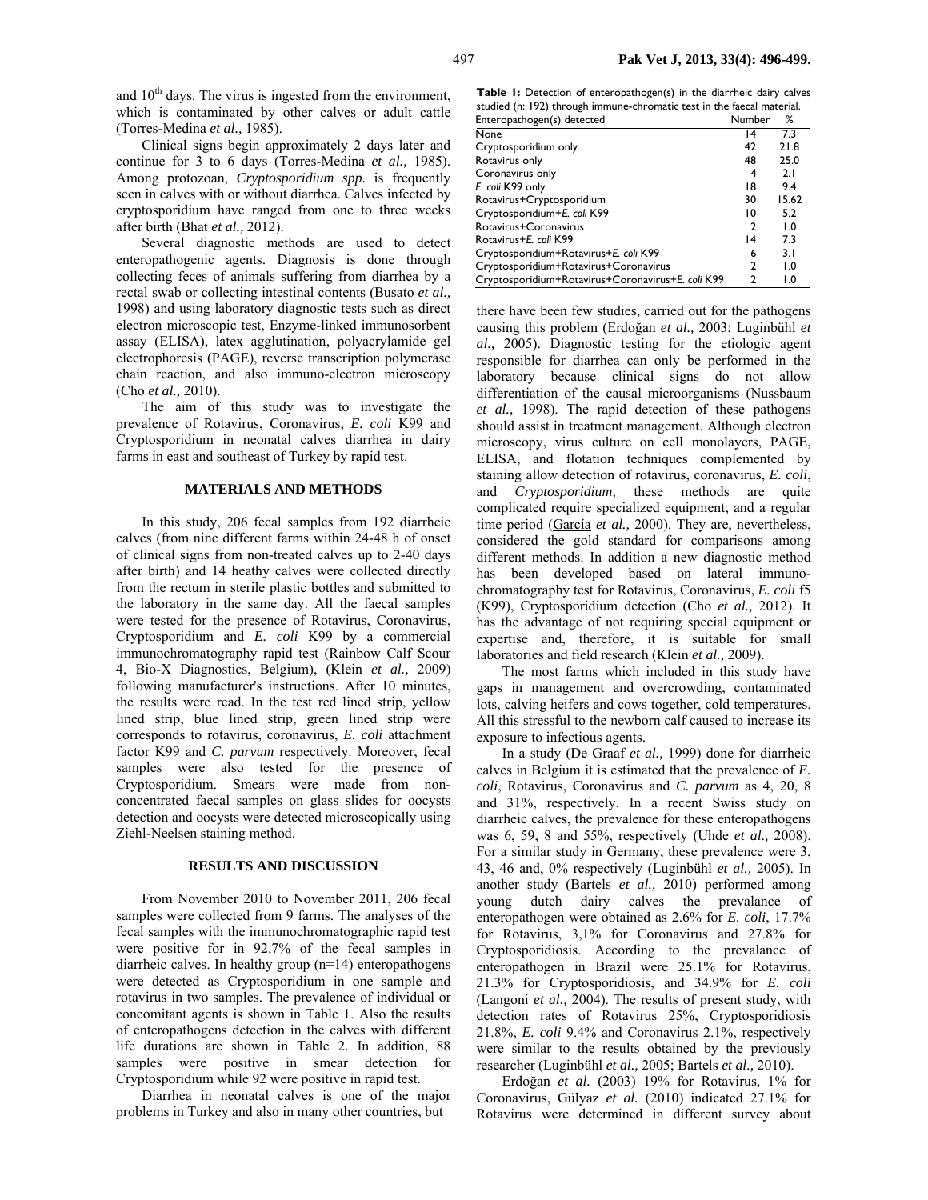and 10$^{th}$ days. The virus is ingested from the environment, which is contaminated by other calves or adult cattle (Torres-Medina *et al.,* 1985).

Clinical signs begin approximately 2 days later and continue for 3 to 6 days (Torres-Medina *et al.,* 1985). Among protozoan, *Cryptosporidium spp.* is frequently seen in calves with or without diarrhea. Calves infected by cryptosporidium have ranged from one to three weeks after birth (Bhat *et al.,* 2012).

Several diagnostic methods are used to detect enteropathogenic agents. Diagnosis is done through collecting feces of animals suffering from diarrhea by a rectal swab or collecting intestinal contents (Busato *et al.,* 1998) and using laboratory diagnostic tests such as direct electron microscopic test, Enzyme-linked immunosorbent assay (ELISA), latex agglutination, polyacrylamide gel electrophoresis (PAGE), reverse transcription polymerase chain reaction, and also immuno-electron microscopy (Cho *et al.,* 2010).

The aim of this study was to investigate the prevalence of Rotavirus, Coronavirus, *E. coli* K99 and Cryptosporidium in neonatal calves diarrhea in dairy farms in east and southeast of Turkey by rapid test.

## MATERIALS AND METHODS

In this study, 206 fecal samples from 192 diarrheic calves (from nine different farms within 24-48 h of onset of clinical signs from non-treated calves up to 2-40 days after birth) and 14 heathy calves were collected directly from the rectum in sterile plastic bottles and submitted to the laboratory in the same day. All the faecal samples were tested for the presence of Rotavirus, Coronavirus, Cryptosporidium and *E. coli* K99 by a commercial immunochromatography rapid test (Rainbow Calf Scour 4, Bio-X Diagnostics, Belgium), (Klein *et al.,* 2009) following manufacturer's instructions. After 10 minutes, the results were read. In the test red lined strip, yellow lined strip, blue lined strip, green lined strip were corresponds to rotavirus, coronavirus, *E. coli* attachment factor K99 and *C. parvum* respectively. Moreover, fecal samples were also tested for the presence of Cryptosporidium. Smears were made from non-concentrated faecal samples on glass slides for oocysts detection and oocysts were detected microscopically using Ziehl-Neelsen staining method.

## RESULTS AND DISCUSSION

From November 2010 to November 2011, 206 fecal samples were collected from 9 farms. The analyses of the fecal samples with the immunochromatographic rapid test were positive for in 92.7% of the fecal samples in diarrheic calves. In healthy group (n=14) enteropathogens were detected as Cryptosporidium in one sample and rotavirus in two samples. The prevalence of individual or concomitant agents is shown in Table 1. Also the results of enteropathogens detection in the calves with different life durations are shown in Table 2. In addition, 88 samples were positive in smear detection for Cryptosporidium while 92 were positive in rapid test.

Diarrhea in neonatal calves is one of the major problems in Turkey and also in many other countries, but there have been few studies, carried out for the pathogens causing this problem (Erdoğan *et al.,* 2003; Luginbühl *et al.,* 2005). Diagnostic testing for the etiologic agent responsible for diarrhea can only be performed in the laboratory because clinical signs do not allow differentiation of the causal microorganisms (Nussbaum *et al.,* 1998). The rapid detection of these pathogens should assist in treatment management. Although electron microscopy, virus culture on cell monolayers, PAGE, ELISA, and flotation techniques complemented by staining allow detection of rotavirus, coronavirus, *E. coli*, and *Cryptosporidium,* these methods are quite complicated require specialized equipment, and a regular time period (García *et al.,* 2000). They are, nevertheless, considered the gold standard for comparisons among different methods. In addition a new diagnostic method has been developed based on lateral immuno-chromatography test for Rotavirus, Coronavirus, *E. coli* f5 (K99), Cryptosporidium detection (Cho *et al.,* 2012). It has the advantage of not requiring special equipment or expertise and, therefore, it is suitable for small laboratories and field research (Klein *et al.,* 2009).

**Table 1:** Detection of enteropathogen(s) in the diarrheic dairy calves studied (n: 192) through immune-chromatic test in the faecal material.

| Enteropathogen(s) detected | Number | % |
|---|---|---|
| None | 14 | 7.3 |
| Cryptosporidium only | 42 | 21.8 |
| Rotavirus only | 48 | 25.0 |
| Coronavirus only | 4 | 2.1 |
| *E. coli* K99 only | 18 | 9.4 |
| Rotavirus+Cryptosporidium | 30 | 15.62 |
| Cryptosporidium+*E. coli* K99 | 10 | 5.2 |
| Rotavirus+Coronavirus | 2 | 1.0 |
| Rotavirus+*E. coli* K99 | 14 | 7.3 |
| Cryptosporidium+Rotavirus+*E. coli* K99 | 6 | 3.1 |
| Cryptosporidium+Rotavirus+Coronavirus | 2 | 1.0 |
| Cryptosporidium+Rotavirus+Coronavirus+*E. coli* K99 | 2 | 1.0 |

The most farms which included in this study have gaps in management and overcrowding, contaminated lots, calving heifers and cows together, cold temperatures. All this stressful to the newborn calf caused to increase its exposure to infectious agents.

In a study (De Graaf *et al.,* 1999) done for diarrheic calves in Belgium it is estimated that the prevalence of *E. coli*, Rotavirus, Coronavirus and *C. parvum* as 4, 20, 8 and 31%, respectively. In a recent Swiss study on diarrheic calves, the prevalence for these enteropathogens was 6, 59, 8 and 55%, respectively (Uhde *et al.,* 2008). For a similar study in Germany, these prevalence were 3, 43, 46 and, 0% respectively (Luginbühl *et al.,* 2005). In another study (Bartels *et al.,* 2010) performed among young dutch dairy calves the prevalance of enteropathogen were obtained as 2.6% for *E. coli*, 17.7% for Rotavirus, 3,1% for Coronavirus and 27.8% for Cryptosporidiosis. According to the prevalance of enteropathogen in Brazil were 25.1% for Rotavirus, 21.3% for Cryptosporidiosis, and 34.9% for *E. coli* (Langoni *et al.,* 2004). The results of present study, with detection rates of Rotavirus 25%, Cryptosporidiosis 21.8%, *E. coli* 9.4% and Coronavirus 2.1%, respectively were similar to the results obtained by the previously researcher (Luginbühl *et al.,* 2005; Bartels *et al.,* 2010).

Erdoğan *et al.* (2003) 19% for Rotavirus, 1% for Coronavirus, Gülyaz *et al.* (2010) indicated 27.1% for Rotavirus were determined in different survey about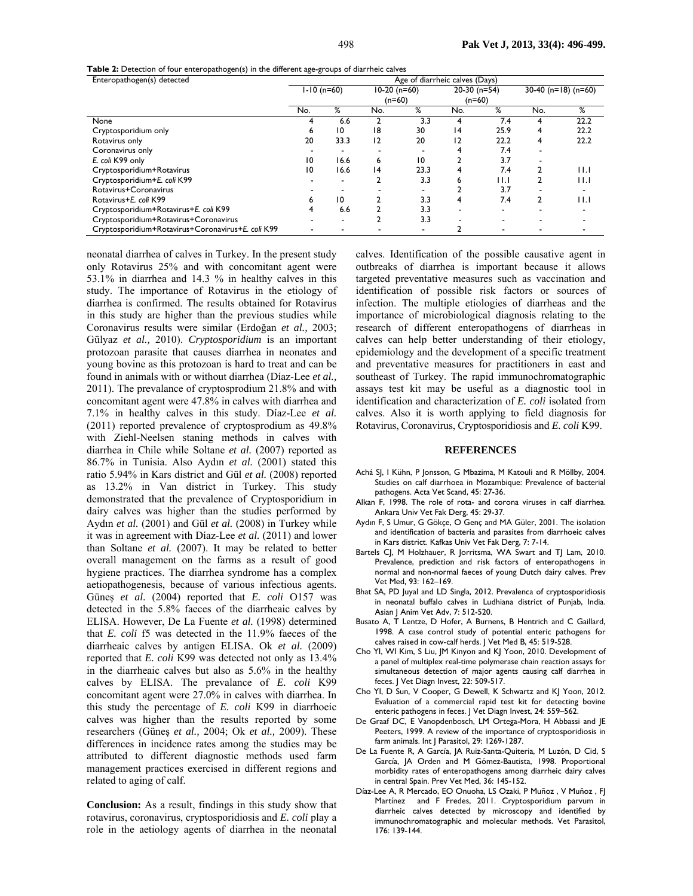**Table 2:** Detection of four enteropathogen(s) in the different age-groups of diarrheic calves

| Enteropathogen(s) detected | Age of diarrheic calves (Days) | | | | | | | |
|---|---|---|---|---|---|---|---|---|
| | 1-10 (n=60) | | 10-20 (n=60) (n=60) | | 20-30 (n=54) (n=60) | | 30-40 (n=18) (n=60) | |
| | No. | % | No. | % | No. | % | No. | % |
| None | 4 | 6.6 | 2 | 3.3 | 4 | 7.4 | 4 | 22.2 |
| Cryptosporidium only | 6 | 10 | 18 | 30 | 14 | 25.9 | 4 | 22.2 |
| Rotavirus only | 20 | 33.3 | 12 | 20 | 12 | 22.2 | 4 | 22.2 |
| Coronavirus only | - | - | - | - | 4 | 7.4 | - | |
| *E. coli* K99 only | 10 | 16.6 | 6 | 10 | 2 | 3.7 | - | |
| Cryptosporidium+Rotavirus | 10 | 16.6 | 14 | 23.3 | 4 | 7.4 | 2 | 11.1 |
| Cryptosporidium+*E. coli* K99 | - | - | 2 | 3.3 | 6 | 11.1 | 2 | 11.1 |
| Rotavirus+Coronavirus | - | - | - | - | 2 | 3.7 | - | - |
| Rotavirus+*E. coli* K99 | 6 | 10 | 2 | 3.3 | 4 | 7.4 | 2 | 11.1 |
| Cryptosporidium+Rotavirus+*E. coli* K99 | 4 | 6.6 | 2 | 3.3 | - | - | - | - |
| Cryptosporidium+Rotavirus+Coronavirus | - | - | 2 | 3.3 | - | - | - | - |
| Cryptosporidium+Rotavirus+Coronavirus+*E. coli* K99 | - | - | - | - | 2 | - | - | - |

neonatal diarrhea of calves in Turkey. In the present study only Rotavirus 25% and with concomitant agent were 53.1% in diarrhea and 14.3 % in healthy calves in this study. The importance of Rotavirus in the etiology of diarrhea is confirmed. The results obtained for Rotavirus in this study are higher than the previous studies while Coronavirus results were similar (Erdoğan *et al.,* 2003; Gülyaz *et al.,* 2010). *Cryptosporidium* is an important protozoan parasite that causes diarrhea in neonates and young bovine as this protozoan is hard to treat and can be found in animals with or without diarrhea (Díaz-Lee *et al.,* 2011). The prevalance of cryptosprodium 21.8% and with concomitant agent were 47.8% in calves with diarrhea and 7.1% in healthy calves in this study. Díaz-Lee *et al.* (2011) reported prevalence of cryptosprodium as 49.8% with Ziehl-Neelsen staning methods in calves with diarrhea in Chile while Soltane *et al.* (2007) reported as 86.7% in Tunisia. Also Aydın *et al.* (2001) stated this ratio 5.94% in Kars district and Gül *et al.* (2008) reported as 13.2% in Van district in Turkey. This study demonstrated that the prevalence of Cryptosporidium in dairy calves was higher than the studies performed by Aydın *et al.* (2001) and Gül *et al.* (2008) in Turkey while it was in agreement with Díaz-Lee *et al.* (2011) and lower than Soltane *et al.* (2007). It may be related to better overall management on the farms as a result of good hygiene practices. The diarrhea syndrome has a complex aetiopathogenesis, because of various infectious agents. Güneş *et al.* (2004) reported that *E. coli* O157 was detected in the 5.8% faeces of the diarrheaic calves by ELISA. However, De La Fuente *et al.* (1998) determined that *E. coli* f5 was detected in the 11.9% faeces of the diarrheaic calves by antigen ELISA. Ok *et al.* (2009) reported that *E. coli* K99 was detected not only as 13.4% in the diarrheaic calves but also as 5.6% in the healthy calves by ELISA. The prevalance of *E. coli* K99 concomitant agent were 27.0% in calves with diarrhea. In this study the percentage of *E. coli* K99 in diarrhoeic calves was higher than the results reported by some researchers (Güneş *et al.,* 2004; Ok *et al.,* 2009). These differences in incidence rates among the studies may be attributed to different diagnostic methods used farm management practices exercised in different regions and related to aging of calf.

**Conclusion:** As a result, findings in this study show that rotavirus, coronavirus, cryptosporidiosis and *E. coli* play a role in the aetiology agents of diarrhea in the neonatal calves. Identification of the possible causative agent in outbreaks of diarrhea is important because it allows targeted preventative measures such as vaccination and identification of possible risk factors or sources of infection. The multiple etiologies of diarrheas and the importance of microbiological diagnosis relating to the research of different enteropathogens of diarrheas in calves can help better understanding of their etiology, epidemiology and the development of a specific treatment and preventative measures for practitioners in east and southeast of Turkey. The rapid immunochromatographic assays test kit may be useful as a diagnostic tool in identification and characterization of *E. coli* isolated from calves. Also it is worth applying to field diagnosis for Rotavirus, Coronavirus, Cryptosporidiosis and *E. coli* K99.

## REFERENCES

Achá SJ, I Kühn, P Jonsson, G Mbazima, M Katouli and R Möllby, 2004. Studies on calf diarrhoea in Mozambique: Prevalence of bacterial pathogens. Acta Vet Scand, 45: 27-36.

Alkan F, 1998. The role of rota- and corona viruses in calf diarrhea. Ankara Univ Vet Fak Derg, 45: 29-37.

Aydın F, S Umur, G Gökçe, O Genç and MA Güler, 2001. The isolation and identification of bacteria and parasites from diarrhoeic calves in Kars district. Kafkas Univ Vet Fak Derg, 7: 7-14.

Bartels CJ, M Holzhauer, R Jorritsma, WA Swart and TJ Lam, 2010. Prevalence, prediction and risk factors of enteropathogens in normal and non-normal faeces of young Dutch dairy calves. Prev Vet Med, 93: 162–169.

Bhat SA, PD Juyal and LD Singla, 2012. Prevalenca of cryptosporidiosis in neonatal buffalo calves in Ludhiana district of Punjab, India. Asian J Anim Vet Adv, 7: 512-520.

Busato A, T Lentze, D Hofer, A Burnens, B Hentrich and C Gaillard, 1998. A case control study of potential enteric pathogens for calves raised in cow-calf herds. J Vet Med B, 45: 519-528.

Cho YI, WI Kim, S Liu, JM Kinyon and KJ Yoon, 2010. Development of a panel of multiplex real-time polymerase chain reaction assays for simultaneous detection of major agents causing calf diarrhea in feces. J Vet Diagn Invest, 22: 509-517.

Cho YI, D Sun, V Cooper, G Dewell, K Schwartz and KJ Yoon, 2012. Evaluation of a commercial rapid test kit for detecting bovine enteric pathogens in feces. J Vet Diagn Invest, 24: 559–562.

De Graaf DC, E Vanopdenbosch, LM Ortega-Mora, H Abbassi and JE Peeters, 1999. A review of the importance of cryptosporidiosis in farm animals. Int J Parasitol, 29: 1269-1287.

De La Fuente R, A García, JA Ruiz-Santa-Quiteria, M Luzón, D Cid, S García, JA Orden and M Gómez-Bautista, 1998. Proportional morbidity rates of enteropathogens among diarrheic dairy calves in central Spain. Prev Vet Med, 36: 145-152.

Díaz-Lee A, R Mercado, EO Onuoha, LS Ozaki, P Muñoz , V Muñoz , FJ Martínez and F Fredes, 2011. Cryptosporidium parvum in diarrheic calves detected by microscopy and identified by immunochromatographic and molecular methods. Vet Parasitol, 176: 139-144.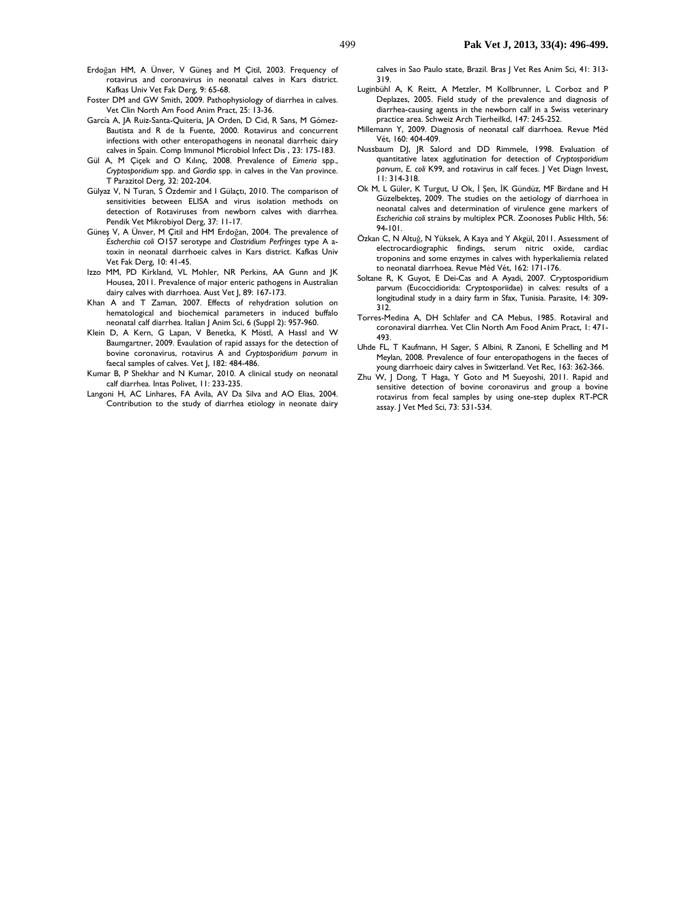Erdoğan HM, A Ünver, V Güneş and M Çitil, 2003. Frequency of rotavirus and coronavirus in neonatal calves in Kars district. Kafkas Univ Vet Fak Derg, 9: 65-68.

Foster DM and GW Smith, 2009. Pathophysiology of diarrhea in calves. Vet Clin North Am Food Anim Pract, 25: 13-36.

García A, JA Ruiz-Santa-Quiteria, JA Orden, D Cid, R Sans, M Gómez-Bautista and R de la Fuente, 2000. Rotavirus and concurrent infections with other enteropathogens in neonatal diarrheic dairy calves in Spain. Comp Immunol Microbiol Infect Dis , 23: 175-183.

Gül A, M Çiçek and O Kılınç, 2008. Prevalence of *Eimeria* spp., *Cryptosporidium* spp. and *Giardia* spp. in calves in the Van province. T Parazitol Derg, 32: 202-204.

Gülyaz V, N Turan, S Özdemir and I Gülaçtı, 2010. The comparison of sensitivities between ELISA and virus isolation methods on detection of Rotaviruses from newborn calves with diarrhea. Pendik Vet Mikrobiyol Derg, 37: 11-17.

Güneş V, A Ünver, M Çitil and HM Erdoğan, 2004. The prevalence of *Escherchia coli* O157 serotype and *Clostridium Perfringes* type A a-toxin in neonatal diarrhoeic calves in Kars district. Kafkas Univ Vet Fak Derg, 10: 41-45.

Izzo MM, PD Kirkland, VL Mohler, NR Perkins, AA Gunn and JK Housea, 2011. Prevalence of major enteric pathogens in Australian dairy calves with diarrhoea. Aust Vet J, 89: 167-173.

Khan A and T Zaman, 2007. Effects of rehydration solution on hematological and biochemical parameters in induced buffalo neonatal calf diarrhea. Italian J Anim Sci, 6 (Suppl 2): 957-960.

Klein D, A Kern, G Lapan, V Benetka, K Möstl, A Hassl and W Baumgartner, 2009. Evaulation of rapid assays for the detection of bovine coronavirus, rotavirus A and *Cryptosporidium parvum* in faecal samples of calves. Vet J, 182: 484-486.

Kumar B, P Shekhar and N Kumar, 2010. A clinical study on neonatal calf diarrhea. Intas Polivet, 11: 233-235.

Langoni H, AC Linhares, FA Avila, AV Da Silva and AO Elias, 2004. Contribution to the study of diarrhea etiology in neonate dairy calves in Sao Paulo state, Brazil. Bras J Vet Res Anim Sci, 41: 313-319.

Luginbühl A, K Reitt, A Metzler, M Kollbrunner, L Corboz and P Deplazes, 2005. Field study of the prevalence and diagnosis of diarrhea-causing agents in the newborn calf in a Swiss veterinary practice area. Schweiz Arch Tierheilkd, 147: 245-252.

Millemann Y, 2009. Diagnosis of neonatal calf diarrhoea. Revue Méd Vét, 160: 404-409.

Nussbaum DJ, JR Salord and DD Rimmele, 1998. Evaluation of quantitative latex agglutination for detection of *Cryptosporidium parvum*, *E. coli* K99, and rotavirus in calf feces. J Vet Diagn Invest, 11: 314-318.

Ok M, L Güler, K Turgut, U Ok, İ Şen, İK Gündüz, MF Birdane and H Güzelbekteş, 2009. The studies on the aetiology of diarrhoea in neonatal calves and determination of virulence gene markers of *Escherichia coli* strains by multiplex PCR. Zoonoses Public Hlth, 56: 94-101.

Özkan C, N Altuğ, N Yüksek, A Kaya and Y Akgül, 2011. Assessment of electrocardiographic findings, serum nitric oxide, cardiac troponins and some enzymes in calves with hyperkaliemia related to neonatal diarrhoea. Revue Méd Vét, 162: 171-176.

Soltane R, K Guyot, E Dei-Cas and A Ayadi, 2007. Cryptosporidium parvum (Eucoccidiorida: Cryptosporiidae) in calves: results of a longitudinal study in a dairy farm in Sfax, Tunisia. Parasite, 14: 309-312.

Torres-Medina A, DH Schlafer and CA Mebus, 1985. Rotaviral and coronaviral diarrhea. Vet Clin North Am Food Anim Pract, 1: 471-493.

Uhde FL, T Kaufmann, H Sager, S Albini, R Zanoni, E Schelling and M Meylan, 2008. Prevalence of four enteropathogens in the faeces of young diarrhoeic dairy calves in Switzerland. Vet Rec, 163: 362-366.

Zhu W, J Dong, T Haga, Y Goto and M Sueyoshi, 2011. Rapid and sensitive detection of bovine coronavirus and group a bovine rotavirus from fecal samples by using one-step duplex RT-PCR assay. J Vet Med Sci, 73: 531-534.